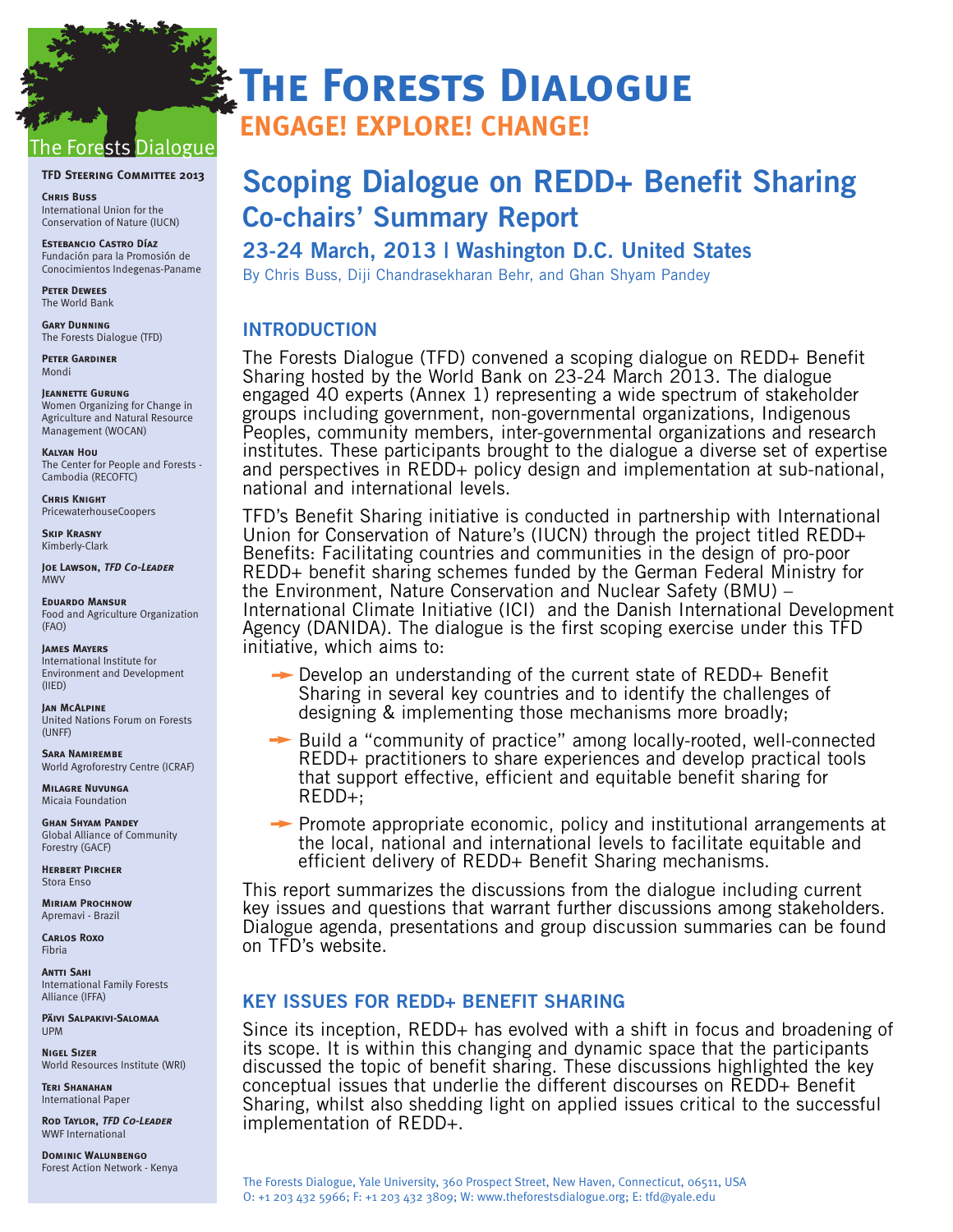# The Forests Dialogue

**ENGAGE! EXPLORE! CHANGE!**

## Scoping Dialogue on REDD+ Benefit Sharing

### Co-chairs' Summary Report

### 23-24 March, 2013 | Washington D.C. United States

By Chris Buss, Diji Chandrasekharan Behr, and Ghan Shyam Pandey

**TFD Steering Committee 2013**

**Chris Buss**
International Union for the Conservation of Nature (IUCN)

**Estebancio Castro Díaz**
Fundación para la Promosión de Conocimientos Indegenas-Paname

**Peter Dewees**
The World Bank

**Gary Dunning**
The Forests Dialogue (TFD)

**Peter Gardiner**
Mondi

**Jeannette Gurung**
Women Organizing for Change in Agriculture and Natural Resource Management (WOCAN)

**Kalyan Hou**
The Center for People and Forests - Cambodia (RECOFTC)

**Chris Knight**
PricewaterhouseCoopers

**Skip Krasny**
Kimberly-Clark

**Joe Lawson, *TFD Co-Leader***
MWV

**Eduardo Mansur**
Food and Agriculture Organization (FAO)

**James Mayers**
International Institute for Environment and Development (IIED)

**Jan McAlpine**
United Nations Forum on Forests (UNFF)

**Sara Namirembe**
World Agroforestry Centre (ICRAF)

**Milagre Nuvunga**
Micaia Foundation

**Ghan Shyam Pandey**
Global Alliance of Community Forestry (GACF)

**Herbert Pircher**
Stora Enso

**Miriam Prochnow**
Apremavi - Brazil

**Carlos Roxo**
Fibria

**Antti Sahi**
International Family Forests Alliance (IFFA)

**Päivi Salpakivi-Salomaa**
UPM

**Nigel Sizer**
World Resources Institute (WRI)

**Teri Shanahan**
International Paper

**Rod Taylor, *TFD Co-Leader***
WWF International

**Dominic Walubengo**
Forest Action Network - Kenya

## INTRODUCTION

The Forests Dialogue (TFD) convened a scoping dialogue on REDD+ Benefit Sharing hosted by the World Bank on 23-24 March 2013. The dialogue engaged 40 experts (Annex 1) representing a wide spectrum of stakeholder groups including government, non-governmental organizations, Indigenous Peoples, community members, inter-governmental organizations and research institutes. These participants brought to the dialogue a diverse set of expertise and perspectives in REDD+ policy design and implementation at sub-national, national and international levels.

TFD's Benefit Sharing initiative is conducted in partnership with International Union for Conservation of Nature's (IUCN) through the project titled REDD+ Benefits: Facilitating countries and communities in the design of pro-poor REDD+ benefit sharing schemes funded by the German Federal Ministry for the Environment, Nature Conservation and Nuclear Safety (BMU) – International Climate Initiative (ICI) and the Danish International Development Agency (DANIDA). The dialogue is the first scoping exercise under this TFD initiative, which aims to:

- Develop an understanding of the current state of REDD+ Benefit Sharing in several key countries and to identify the challenges of designing & implementing those mechanisms more broadly;
- Build a "community of practice" among locally-rooted, well-connected REDD+ practitioners to share experiences and develop practical tools that support effective, efficient and equitable benefit sharing for REDD+;
- Promote appropriate economic, policy and institutional arrangements at the local, national and international levels to facilitate equitable and efficient delivery of REDD+ Benefit Sharing mechanisms.

This report summarizes the discussions from the dialogue including current key issues and questions that warrant further discussions among stakeholders. Dialogue agenda, presentations and group discussion summaries can be found on TFD's website.

## KEY ISSUES FOR REDD+ BENEFIT SHARING

Since its inception, REDD+ has evolved with a shift in focus and broadening of its scope. It is within this changing and dynamic space that the participants discussed the topic of benefit sharing. These discussions highlighted the key conceptual issues that underlie the different discourses on REDD+ Benefit Sharing, whilst also shedding light on applied issues critical to the successful implementation of REDD+.

The Forests Dialogue, Yale University, 360 Prospect Street, New Haven, Connecticut, 06511, USA
O: +1 203 432 5966; F: +1 203 432 3809; W: www.theforestsdialogue.org; E: tfd@yale.edu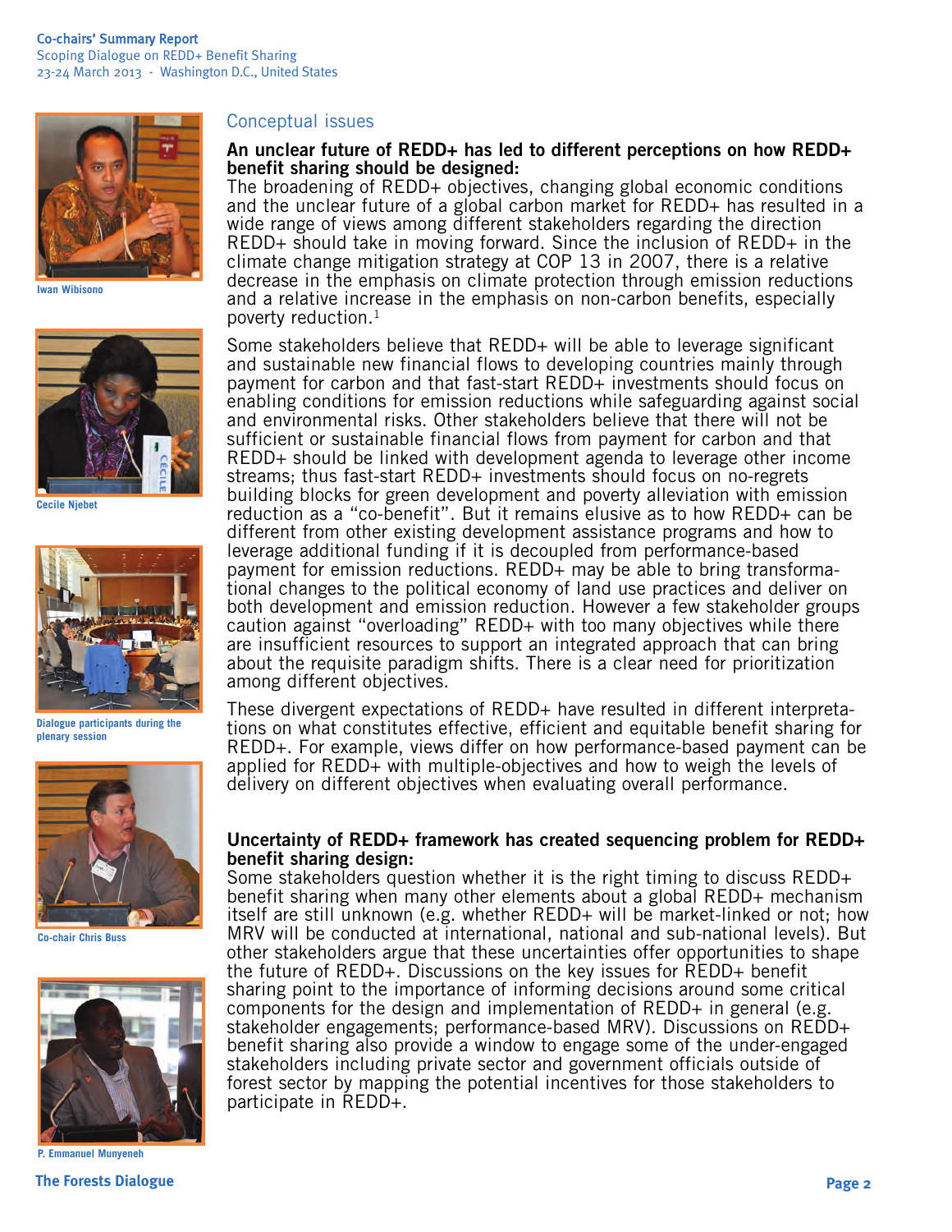Iwan Wibisono

Cecile Njebet

Dialogue participants during the plenary session

Co-chair Chris Buss

P. Emmanuel Munyeneh

## Conceptual issues

**An unclear future of REDD+ has led to different perceptions on how REDD+ benefit sharing should be designed:**
The broadening of REDD+ objectives, changing global economic conditions and the unclear future of a global carbon market for REDD+ has resulted in a wide range of views among different stakeholders regarding the direction REDD+ should take in moving forward. Since the inclusion of REDD+ in the climate change mitigation strategy at COP 13 in 2007, there is a relative decrease in the emphasis on climate protection through emission reductions and a relative increase in the emphasis on non-carbon benefits, especially poverty reduction.[1]

Some stakeholders believe that REDD+ will be able to leverage significant and sustainable new financial flows to developing countries mainly through payment for carbon and that fast-start REDD+ investments should focus on enabling conditions for emission reductions while safeguarding against social and environmental risks. Other stakeholders believe that there will not be sufficient or sustainable financial flows from payment for carbon and that REDD+ should be linked with development agenda to leverage other income streams; thus fast-start REDD+ investments should focus on no-regrets building blocks for green development and poverty alleviation with emission reduction as a "co-benefit". But it remains elusive as to how REDD+ can be different from other existing development assistance programs and how to leverage additional funding if it is decoupled from performance-based payment for emission reductions. REDD+ may be able to bring transformational changes to the political economy of land use practices and deliver on both development and emission reduction. However a few stakeholder groups caution against "overloading" REDD+ with too many objectives while there are insufficient resources to support an integrated approach that can bring about the requisite paradigm shifts. There is a clear need for prioritization among different objectives.

These divergent expectations of REDD+ have resulted in different interpretations on what constitutes effective, efficient and equitable benefit sharing for REDD+. For example, views differ on how performance-based payment can be applied for REDD+ with multiple-objectives and how to weigh the levels of delivery on different objectives when evaluating overall performance.

**Uncertainty of REDD+ framework has created sequencing problem for REDD+ benefit sharing design:**
Some stakeholders question whether it is the right timing to discuss REDD+ benefit sharing when many other elements about a global REDD+ mechanism itself are still unknown (e.g. whether REDD+ will be market-linked or not; how MRV will be conducted at international, national and sub-national levels). But other stakeholders argue that these uncertainties offer opportunities to shape the future of REDD+. Discussions on the key issues for REDD+ benefit sharing point to the importance of informing decisions around some critical components for the design and implementation of REDD+ in general (e.g. stakeholder engagements; performance-based MRV). Discussions on REDD+ benefit sharing also provide a window to engage some of the under-engaged stakeholders including private sector and government officials outside of forest sector by mapping the potential incentives for those stakeholders to participate in REDD+.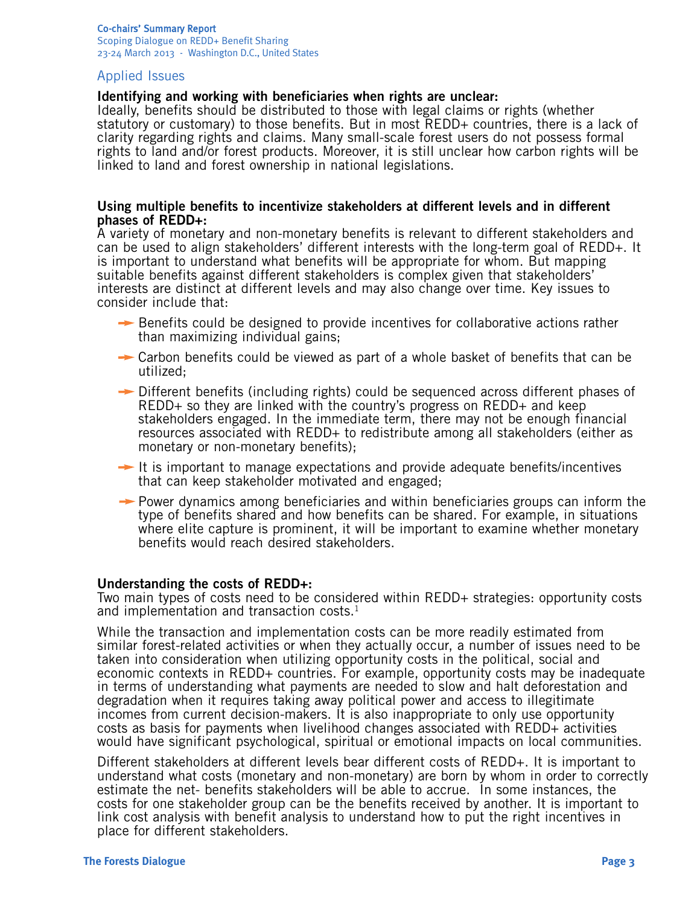## Applied Issues

**Identifying and working with beneficiaries when rights are unclear:**
Ideally, benefits should be distributed to those with legal claims or rights (whether statutory or customary) to those benefits. But in most REDD+ countries, there is a lack of clarity regarding rights and claims. Many small-scale forest users do not possess formal rights to land and/or forest products. Moreover, it is still unclear how carbon rights will be linked to land and forest ownership in national legislations.

**Using multiple benefits to incentivize stakeholders at different levels and in different phases of REDD+:**
A variety of monetary and non-monetary benefits is relevant to different stakeholders and can be used to align stakeholders' different interests with the long-term goal of REDD+. It is important to understand what benefits will be appropriate for whom. But mapping suitable benefits against different stakeholders is complex given that stakeholders' interests are distinct at different levels and may also change over time. Key issues to consider include that:

- Benefits could be designed to provide incentives for collaborative actions rather than maximizing individual gains;
- Carbon benefits could be viewed as part of a whole basket of benefits that can be utilized;
- Different benefits (including rights) could be sequenced across different phases of REDD+ so they are linked with the country's progress on REDD+ and keep stakeholders engaged. In the immediate term, there may not be enough financial resources associated with REDD+ to redistribute among all stakeholders (either as monetary or non-monetary benefits);
- It is important to manage expectations and provide adequate benefits/incentives that can keep stakeholder motivated and engaged;
- Power dynamics among beneficiaries and within beneficiaries groups can inform the type of benefits shared and how benefits can be shared. For example, in situations where elite capture is prominent, it will be important to examine whether monetary benefits would reach desired stakeholders.

**Understanding the costs of REDD+:**
Two main types of costs need to be considered within REDD+ strategies: opportunity costs and implementation and transaction costs.[1]

While the transaction and implementation costs can be more readily estimated from similar forest-related activities or when they actually occur, a number of issues need to be taken into consideration when utilizing opportunity costs in the political, social and economic contexts in REDD+ countries. For example, opportunity costs may be inadequate in terms of understanding what payments are needed to slow and halt deforestation and degradation when it requires taking away political power and access to illegitimate incomes from current decision-makers. It is also inappropriate to only use opportunity costs as basis for payments when livelihood changes associated with REDD+ activities would have significant psychological, spiritual or emotional impacts on local communities.

Different stakeholders at different levels bear different costs of REDD+. It is important to understand what costs (monetary and non-monetary) are born by whom in order to correctly estimate the net- benefits stakeholders will be able to accrue. In some instances, the costs for one stakeholder group can be the benefits received by another. It is important to link cost analysis with benefit analysis to understand how to put the right incentives in place for different stakeholders.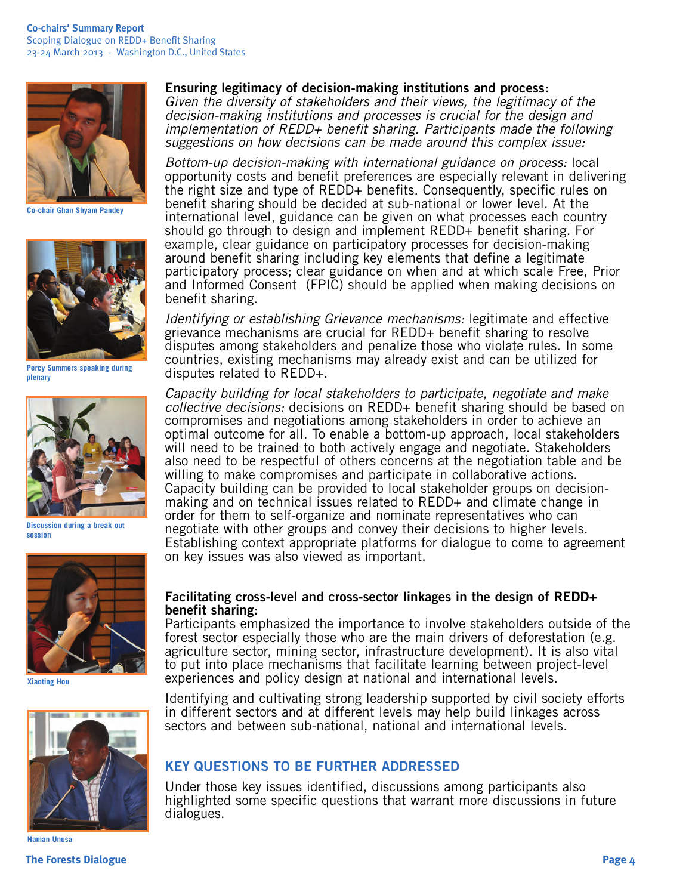Co-chair Ghan Shyam Pandey

Percy Summers speaking during plenary

Discussion during a break out session

Xiaoting Hou

Haman Unusa

**Ensuring legitimacy of decision-making institutions and process:**
*Given the diversity of stakeholders and their views, the legitimacy of the decision-making institutions and processes is crucial for the design and implementation of REDD+ benefit sharing. Participants made the following suggestions on how decisions can be made around this complex issue:*

*Bottom-up decision-making with international guidance on process:* local opportunity costs and benefit preferences are especially relevant in delivering the right size and type of REDD+ benefits. Consequently, specific rules on benefit sharing should be decided at sub-national or lower level. At the international level, guidance can be given on what processes each country should go through to design and implement REDD+ benefit sharing. For example, clear guidance on participatory processes for decision-making around benefit sharing including key elements that define a legitimate participatory process; clear guidance on when and at which scale Free, Prior and Informed Consent (FPIC) should be applied when making decisions on benefit sharing.

*Identifying or establishing Grievance mechanisms:* legitimate and effective grievance mechanisms are crucial for REDD+ benefit sharing to resolve disputes among stakeholders and penalize those who violate rules. In some countries, existing mechanisms may already exist and can be utilized for disputes related to REDD+.

*Capacity building for local stakeholders to participate, negotiate and make collective decisions:* decisions on REDD+ benefit sharing should be based on compromises and negotiations among stakeholders in order to achieve an optimal outcome for all. To enable a bottom-up approach, local stakeholders will need to be trained to both actively engage and negotiate. Stakeholders also need to be respectful of others concerns at the negotiation table and be willing to make compromises and participate in collaborative actions. Capacity building can be provided to local stakeholder groups on decision-making and on technical issues related to REDD+ and climate change in order for them to self-organize and nominate representatives who can negotiate with other groups and convey their decisions to higher levels. Establishing context appropriate platforms for dialogue to come to agreement on key issues was also viewed as important.

**Facilitating cross-level and cross-sector linkages in the design of REDD+ benefit sharing:**
Participants emphasized the importance to involve stakeholders outside of the forest sector especially those who are the main drivers of deforestation (e.g. agriculture sector, mining sector, infrastructure development). It is also vital to put into place mechanisms that facilitate learning between project-level experiences and policy design at national and international levels.

Identifying and cultivating strong leadership supported by civil society efforts in different sectors and at different levels may help build linkages across sectors and between sub-national, national and international levels.

## KEY QUESTIONS TO BE FURTHER ADDRESSED

Under those key issues identified, discussions among participants also highlighted some specific questions that warrant more discussions in future dialogues.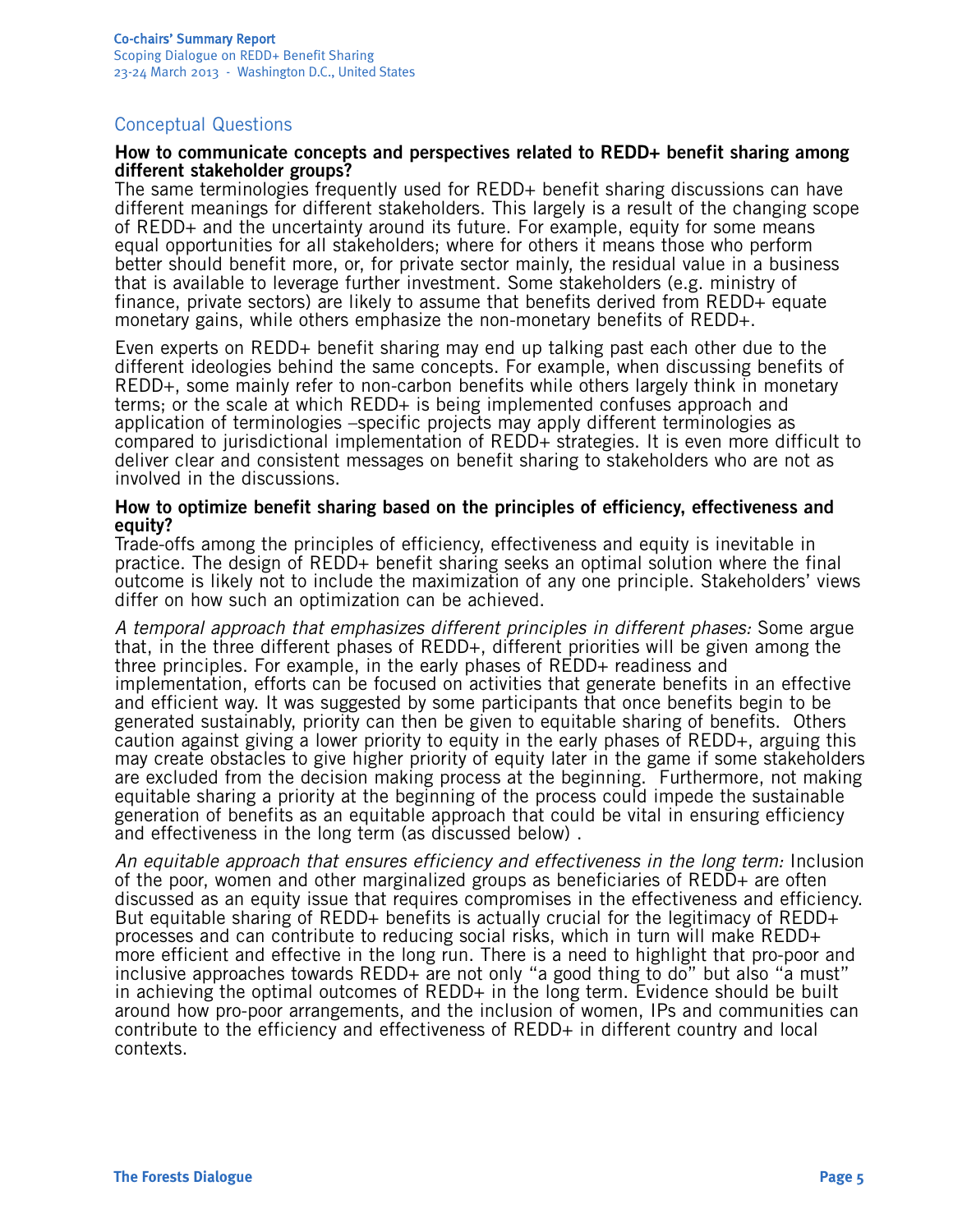## Conceptual Questions

**How to communicate concepts and perspectives related to REDD+ benefit sharing among different stakeholder groups?**

The same terminologies frequently used for REDD+ benefit sharing discussions can have different meanings for different stakeholders. This largely is a result of the changing scope of REDD+ and the uncertainty around its future. For example, equity for some means equal opportunities for all stakeholders; where for others it means those who perform better should benefit more, or, for private sector mainly, the residual value in a business that is available to leverage further investment. Some stakeholders (e.g. ministry of finance, private sectors) are likely to assume that benefits derived from REDD+ equate monetary gains, while others emphasize the non-monetary benefits of REDD+.

Even experts on REDD+ benefit sharing may end up talking past each other due to the different ideologies behind the same concepts. For example, when discussing benefits of REDD+, some mainly refer to non-carbon benefits while others largely think in monetary terms; or the scale at which REDD+ is being implemented confuses approach and application of terminologies –specific projects may apply different terminologies as compared to jurisdictional implementation of REDD+ strategies. It is even more difficult to deliver clear and consistent messages on benefit sharing to stakeholders who are not as involved in the discussions.

**How to optimize benefit sharing based on the principles of efficiency, effectiveness and equity?**

Trade-offs among the principles of efficiency, effectiveness and equity is inevitable in practice. The design of REDD+ benefit sharing seeks an optimal solution where the final outcome is likely not to include the maximization of any one principle. Stakeholders' views differ on how such an optimization can be achieved.

*A temporal approach that emphasizes different principles in different phases:* Some argue that, in the three different phases of REDD+, different priorities will be given among the three principles. For example, in the early phases of REDD+ readiness and implementation, efforts can be focused on activities that generate benefits in an effective and efficient way. It was suggested by some participants that once benefits begin to be generated sustainably, priority can then be given to equitable sharing of benefits. Others caution against giving a lower priority to equity in the early phases of REDD+, arguing this may create obstacles to give higher priority of equity later in the game if some stakeholders are excluded from the decision making process at the beginning. Furthermore, not making equitable sharing a priority at the beginning of the process could impede the sustainable generation of benefits as an equitable approach that could be vital in ensuring efficiency and effectiveness in the long term (as discussed below) .

*An equitable approach that ensures efficiency and effectiveness in the long term:* Inclusion of the poor, women and other marginalized groups as beneficiaries of REDD+ are often discussed as an equity issue that requires compromises in the effectiveness and efficiency. But equitable sharing of REDD+ benefits is actually crucial for the legitimacy of REDD+ processes and can contribute to reducing social risks, which in turn will make REDD+ more efficient and effective in the long run. There is a need to highlight that pro-poor and inclusive approaches towards REDD+ are not only "a good thing to do" but also "a must" in achieving the optimal outcomes of REDD+ in the long term. Evidence should be built around how pro-poor arrangements, and the inclusion of women, IPs and communities can contribute to the efficiency and effectiveness of REDD+ in different country and local contexts.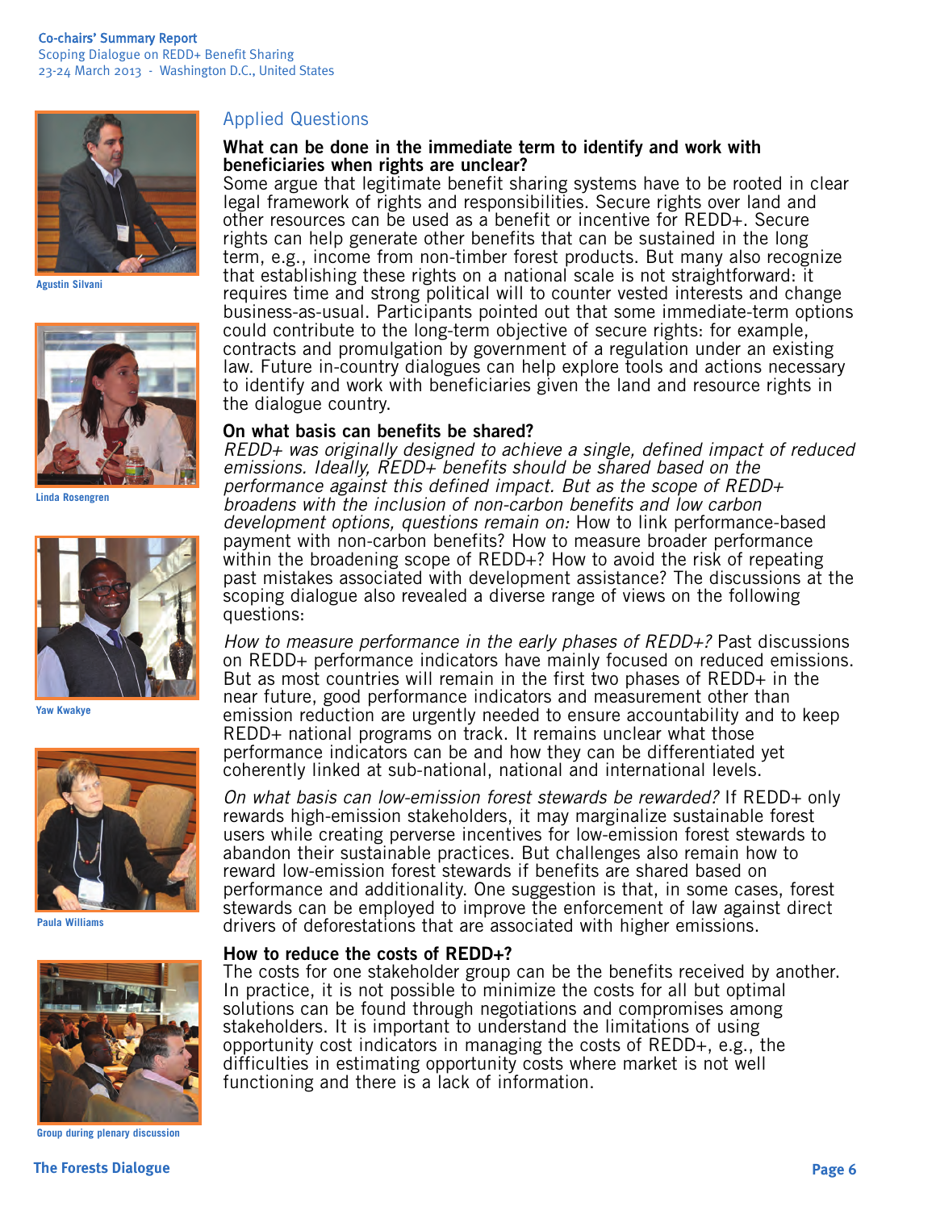## Applied Questions

**What can be done in the immediate term to identify and work with beneficiaries when rights are unclear?**

Some argue that legitimate benefit sharing systems have to be rooted in clear legal framework of rights and responsibilities. Secure rights over land and other resources can be used as a benefit or incentive for REDD+. Secure rights can help generate other benefits that can be sustained in the long term, e.g., income from non-timber forest products. But many also recognize that establishing these rights on a national scale is not straightforward: it requires time and strong political will to counter vested interests and change business-as-usual. Participants pointed out that some immediate-term options could contribute to the long-term objective of secure rights: for example, contracts and promulgation by government of a regulation under an existing law. Future in-country dialogues can help explore tools and actions necessary to identify and work with beneficiaries given the land and resource rights in the dialogue country.

**On what basis can benefits be shared?**

*REDD+ was originally designed to achieve a single, defined impact of reduced emissions. Ideally, REDD+ benefits should be shared based on the performance against this defined impact. But as the scope of REDD+ broadens with the inclusion of non-carbon benefits and low carbon development options, questions remain on:* How to link performance-based payment with non-carbon benefits? How to measure broader performance within the broadening scope of REDD+? How to avoid the risk of repeating past mistakes associated with development assistance? The discussions at the scoping dialogue also revealed a diverse range of views on the following questions:

*How to measure performance in the early phases of REDD+?* Past discussions on REDD+ performance indicators have mainly focused on reduced emissions. But as most countries will remain in the first two phases of REDD+ in the near future, good performance indicators and measurement other than emission reduction are urgently needed to ensure accountability and to keep REDD+ national programs on track. It remains unclear what those performance indicators can be and how they can be differentiated yet coherently linked at sub-national, national and international levels.

*On what basis can low-emission forest stewards be rewarded?* If REDD+ only rewards high-emission stakeholders, it may marginalize sustainable forest users while creating perverse incentives for low-emission forest stewards to abandon their sustainable practices. But challenges also remain how to reward low-emission forest stewards if benefits are shared based on performance and additionality. One suggestion is that, in some cases, forest stewards can be employed to improve the enforcement of law against direct drivers of deforestations that are associated with higher emissions.

**How to reduce the costs of REDD+?**

The costs for one stakeholder group can be the benefits received by another. In practice, it is not possible to minimize the costs for all but optimal solutions can be found through negotiations and compromises among stakeholders. It is important to understand the limitations of using opportunity cost indicators in managing the costs of REDD+, e.g., the difficulties in estimating opportunity costs where market is not well functioning and there is a lack of information.

Agustin Silvani

Linda Rosengren

Yaw Kwakye

Paula Williams

Group during plenary discussion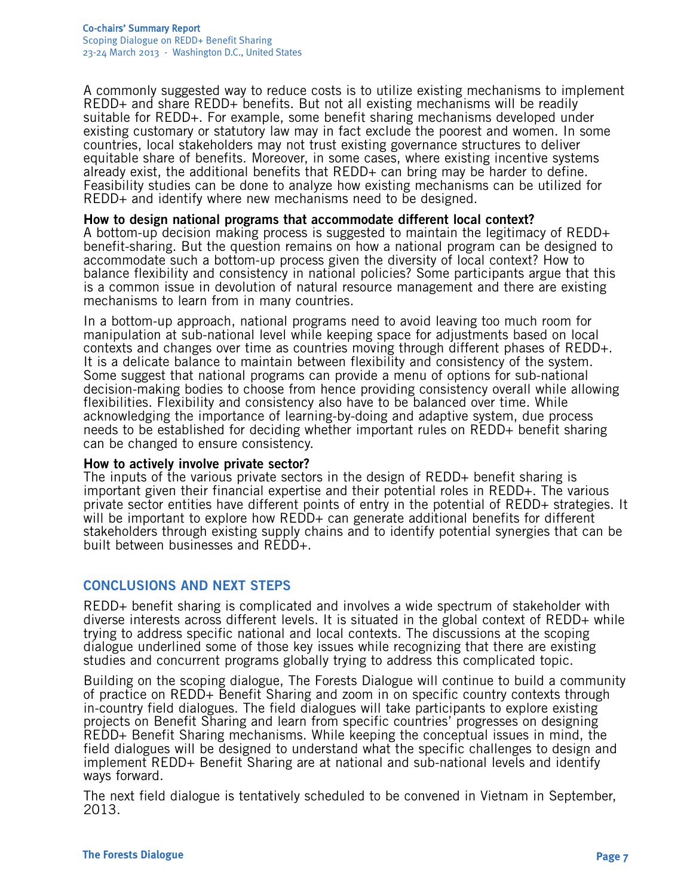A commonly suggested way to reduce costs is to utilize existing mechanisms to implement REDD+ and share REDD+ benefits. But not all existing mechanisms will be readily suitable for REDD+. For example, some benefit sharing mechanisms developed under existing customary or statutory law may in fact exclude the poorest and women. In some countries, local stakeholders may not trust existing governance structures to deliver equitable share of benefits. Moreover, in some cases, where existing incentive systems already exist, the additional benefits that REDD+ can bring may be harder to define. Feasibility studies can be done to analyze how existing mechanisms can be utilized for REDD+ and identify where new mechanisms need to be designed.

**How to design national programs that accommodate different local context?**
A bottom-up decision making process is suggested to maintain the legitimacy of REDD+ benefit-sharing. But the question remains on how a national program can be designed to accommodate such a bottom-up process given the diversity of local context? How to balance flexibility and consistency in national policies? Some participants argue that this is a common issue in devolution of natural resource management and there are existing mechanisms to learn from in many countries.

In a bottom-up approach, national programs need to avoid leaving too much room for manipulation at sub-national level while keeping space for adjustments based on local contexts and changes over time as countries moving through different phases of REDD+. It is a delicate balance to maintain between flexibility and consistency of the system. Some suggest that national programs can provide a menu of options for sub-national decision-making bodies to choose from hence providing consistency overall while allowing flexibilities. Flexibility and consistency also have to be balanced over time. While acknowledging the importance of learning-by-doing and adaptive system, due process needs to be established for deciding whether important rules on REDD+ benefit sharing can be changed to ensure consistency.

**How to actively involve private sector?**
The inputs of the various private sectors in the design of REDD+ benefit sharing is important given their financial expertise and their potential roles in REDD+. The various private sector entities have different points of entry in the potential of REDD+ strategies. It will be important to explore how REDD+ can generate additional benefits for different stakeholders through existing supply chains and to identify potential synergies that can be built between businesses and REDD+.

## CONCLUSIONS AND NEXT STEPS

REDD+ benefit sharing is complicated and involves a wide spectrum of stakeholder with diverse interests across different levels. It is situated in the global context of REDD+ while trying to address specific national and local contexts. The discussions at the scoping dialogue underlined some of those key issues while recognizing that there are existing studies and concurrent programs globally trying to address this complicated topic.

Building on the scoping dialogue, The Forests Dialogue will continue to build a community of practice on REDD+ Benefit Sharing and zoom in on specific country contexts through in-country field dialogues. The field dialogues will take participants to explore existing projects on Benefit Sharing and learn from specific countries' progresses on designing REDD+ Benefit Sharing mechanisms. While keeping the conceptual issues in mind, the field dialogues will be designed to understand what the specific challenges to design and implement REDD+ Benefit Sharing are at national and sub-national levels and identify ways forward.

The next field dialogue is tentatively scheduled to be convened in Vietnam in September, 2013.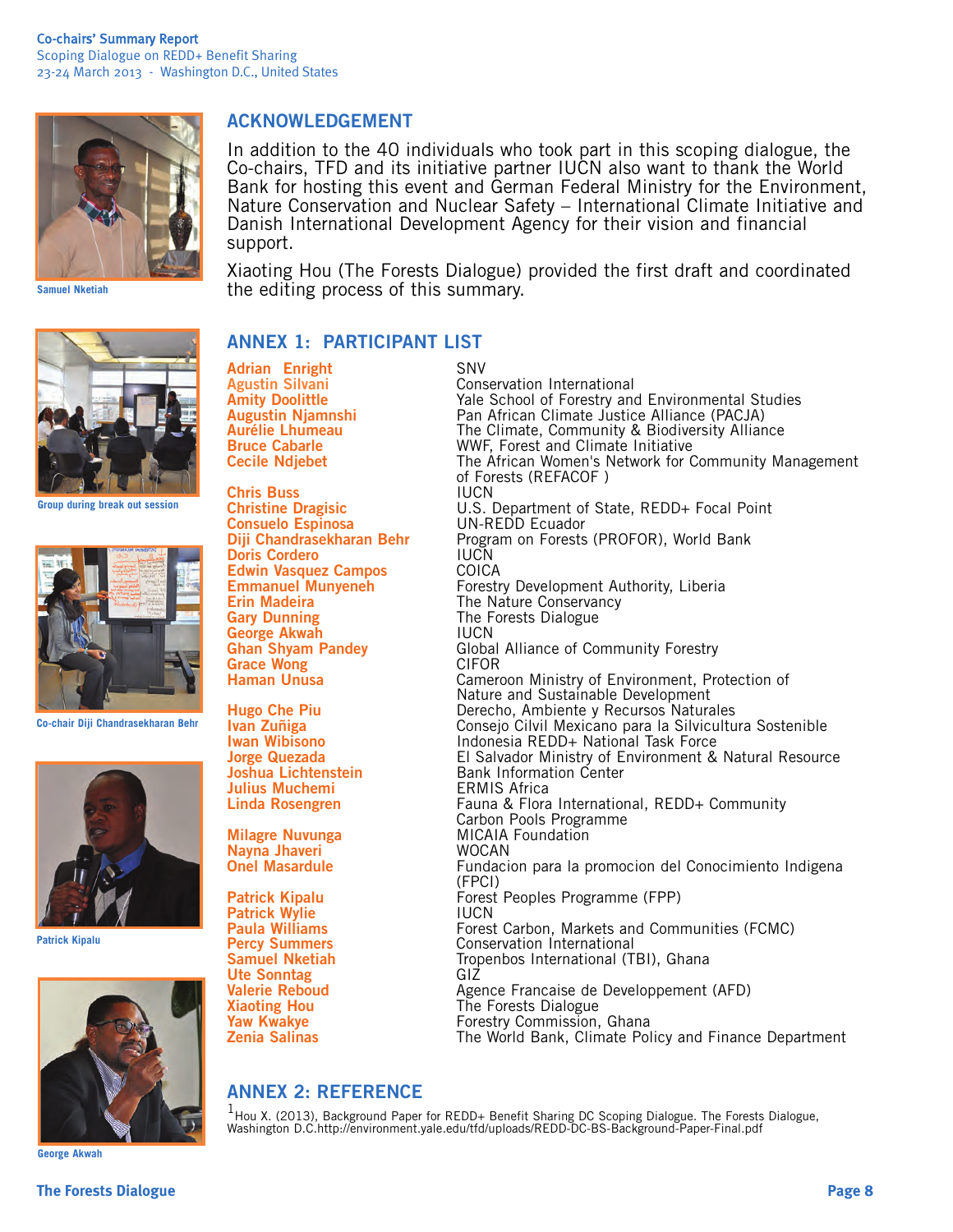Samuel Nketiah

Group during break out session

Co-chair Diji Chandrasekharan Behr

Patrick Kipalu

George Akwah

## ACKNOWLEDGEMENT

In addition to the 40 individuals who took part in this scoping dialogue, the Co-chairs, TFD and its initiative partner IUCN also want to thank the World Bank for hosting this event and German Federal Ministry for the Environment, Nature Conservation and Nuclear Safety – International Climate Initiative and Danish International Development Agency for their vision and financial support.

Xiaoting Hou (The Forests Dialogue) provided the first draft and coordinated the editing process of this summary.

## ANNEX 1: PARTICIPANT LIST

| | |
|---|---|
| **Adrian Enright** | SNV |
| **Agustin Silvani** | Conservation International |
| **Amity Doolittle** | Yale School of Forestry and Environmental Studies |
| **Augustin Njamnshi** | Pan African Climate Justice Alliance (PACJA) |
| **Aurélie Lhumeau** | The Climate, Community & Biodiversity Alliance |
| **Bruce Cabarle** | WWF, Forest and Climate Initiative |
| **Cecile Ndjebet** | The African Women's Network for Community Management of Forests (REFACOF ) |
| **Chris Buss** | IUCN |
| **Christine Dragisic** | U.S. Department of State, REDD+ Focal Point |
| **Consuelo Espinosa** | UN-REDD Ecuador |
| **Diji Chandrasekharan Behr** | Program on Forests (PROFOR), World Bank |
| **Doris Cordero** | IUCN |
| **Edwin Vasquez Campos** | COICA |
| **Emmanuel Munyeneh** | Forestry Development Authority, Liberia |
| **Erin Madeira** | The Nature Conservancy |
| **Gary Dunning** | The Forests Dialogue |
| **George Akwah** | IUCN |
| **Ghan Shyam Pandey** | Global Alliance of Community Forestry |
| **Grace Wong** | CIFOR |
| **Haman Unusa** | Cameroon Ministry of Environment, Protection of Nature and Sustainable Development |
| **Hugo Che Piu** | Derecho, Ambiente y Recursos Naturales |
| **Ivan Zuñiga** | Consejo Cilvil Mexicano para la Silvicultura Sostenible |
| **Iwan Wibisono** | Indonesia REDD+ National Task Force |
| **Jorge Quezada** | El Salvador Ministry of Environment & Natural Resource |
| **Joshua Lichtenstein** | Bank Information Center |
| **Julius Muchemi** | ERMIS Africa |
| **Linda Rosengren** | Fauna & Flora International, REDD+ Community Carbon Pools Programme |
| **Milagre Nuvunga** | MICAIA Foundation |
| **Nayna Jhaveri** | WOCAN |
| **Onel Masardule** | Fundacion para la promocion del Conocimiento Indigena (FPCI) |
| **Patrick Kipalu** | Forest Peoples Programme (FPP) |
| **Patrick Wylie** | IUCN |
| **Paula Williams** | Forest Carbon, Markets and Communities (FCMC) |
| **Percy Summers** | Conservation International |
| **Samuel Nketiah** | Tropenbos International (TBI), Ghana |
| **Ute Sonntag** | GIZ |
| **Valerie Reboud** | Agence Francaise de Developpement (AFD) |
| **Xiaoting Hou** | The Forests Dialogue |
| **Yaw Kwakye** | Forestry Commission, Ghana |
| **Zenia Salinas** | The World Bank, Climate Policy and Finance Department |

## ANNEX 2: REFERENCE

[1] Hou X. (2013), Background Paper for REDD+ Benefit Sharing DC Scoping Dialogue. The Forests Dialogue, Washington D.C.http://environment.yale.edu/tfd/uploads/REDD-DC-BS-Background-Paper-Final.pdf